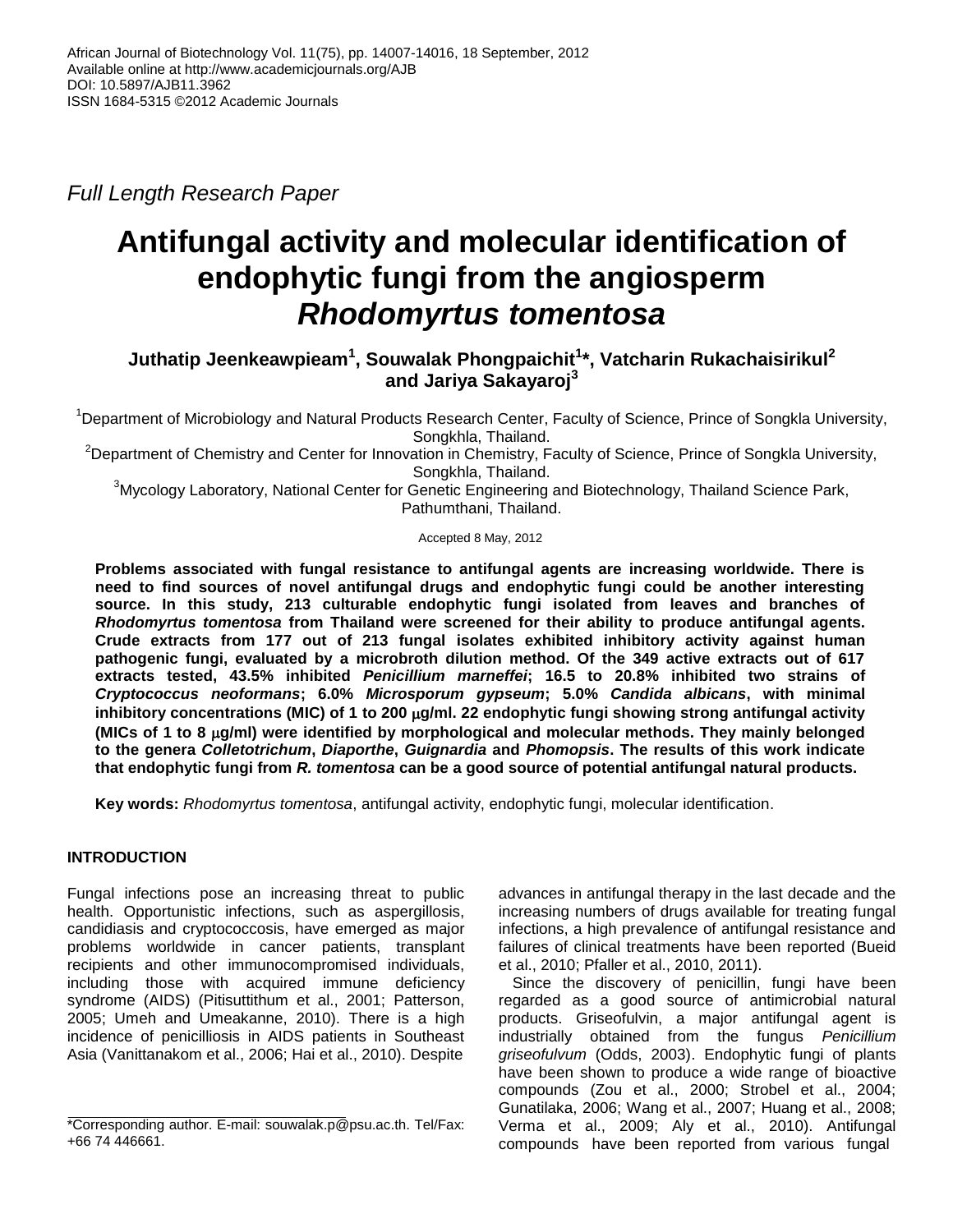*Full Length Research Paper*

# Antifungal activity and molecular identification of endophytic fungi from the angiosperm *Rhodomyrtus tomentosa*

**Juthatip Jeenkeawpieam[1], Souwalak Phongpaichit[1]*, Vatcharin Rukachaisirikul[2] and Jariya Sakayaroj[3]**

[1]Department of Microbiology and Natural Products Research Center, Faculty of Science, Prince of Songkla University, Songkhla, Thailand.

[2]Department of Chemistry and Center for Innovation in Chemistry, Faculty of Science, Prince of Songkla University, Songkhla, Thailand.

[3]Mycology Laboratory, National Center for Genetic Engineering and Biotechnology, Thailand Science Park, Pathumthani, Thailand.

Accepted 8 May, 2012

**Problems associated with fungal resistance to antifungal agents are increasing worldwide. There is need to find sources of novel antifungal drugs and endophytic fungi could be another interesting source. In this study, 213 culturable endophytic fungi isolated from leaves and branches of *Rhodomyrtus tomentosa* from Thailand were screened for their ability to produce antifungal agents. Crude extracts from 177 out of 213 fungal isolates exhibited inhibitory activity against human pathogenic fungi, evaluated by a microbroth dilution method. Of the 349 active extracts out of 617 extracts tested, 43.5% inhibited *Penicillium marneffei*; 16.5 to 20.8% inhibited two strains of *Cryptococcus neoformans*; 6.0% *Microsporum gypseum*; 5.0% *Candida albicans*, with minimal inhibitory concentrations (MIC) of 1 to 200 μg/ml. 22 endophytic fungi showing strong antifungal activity (MICs of 1 to 8 μg/ml) were identified by morphological and molecular methods. They mainly belonged to the genera *Colletotrichum*, *Diaporthe*, *Guignardia* and *Phomopsis*. The results of this work indicate that endophytic fungi from *R. tomentosa* can be a good source of potential antifungal natural products.**

**Key words:** *Rhodomyrtus tomentosa*, antifungal activity, endophytic fungi, molecular identification.

## INTRODUCTION

Fungal infections pose an increasing threat to public health. Opportunistic infections, such as aspergillosis, candidiasis and cryptococcosis, have emerged as major problems worldwide in cancer patients, transplant recipients and other immunocompromised individuals, including those with acquired immune deficiency syndrome (AIDS) (Pitisuttithum et al., 2001; Patterson, 2005; Umeh and Umeakanne, 2010). There is a high incidence of penicilliosis in AIDS patients in Southeast Asia (Vanittanakom et al., 2006; Hai et al., 2010). Despite advances in antifungal therapy in the last decade and the increasing numbers of drugs available for treating fungal infections, a high prevalence of antifungal resistance and failures of clinical treatments have been reported (Bueid et al., 2010; Pfaller et al., 2010, 2011).

Since the discovery of penicillin, fungi have been regarded as a good source of antimicrobial natural products. Griseofulvin, a major antifungal agent is industrially obtained from the fungus *Penicillium griseofulvum* (Odds, 2003). Endophytic fungi of plants have been shown to produce a wide range of bioactive compounds (Zou et al., 2000; Strobel et al., 2004; Gunatilaka, 2006; Wang et al., 2007; Huang et al., 2008; Verma et al., 2009; Aly et al., 2010). Antifungal compounds have been reported from various fungal

*Corresponding author. E-mail: souwalak.p@psu.ac.th. Tel/Fax: +66 74 446661.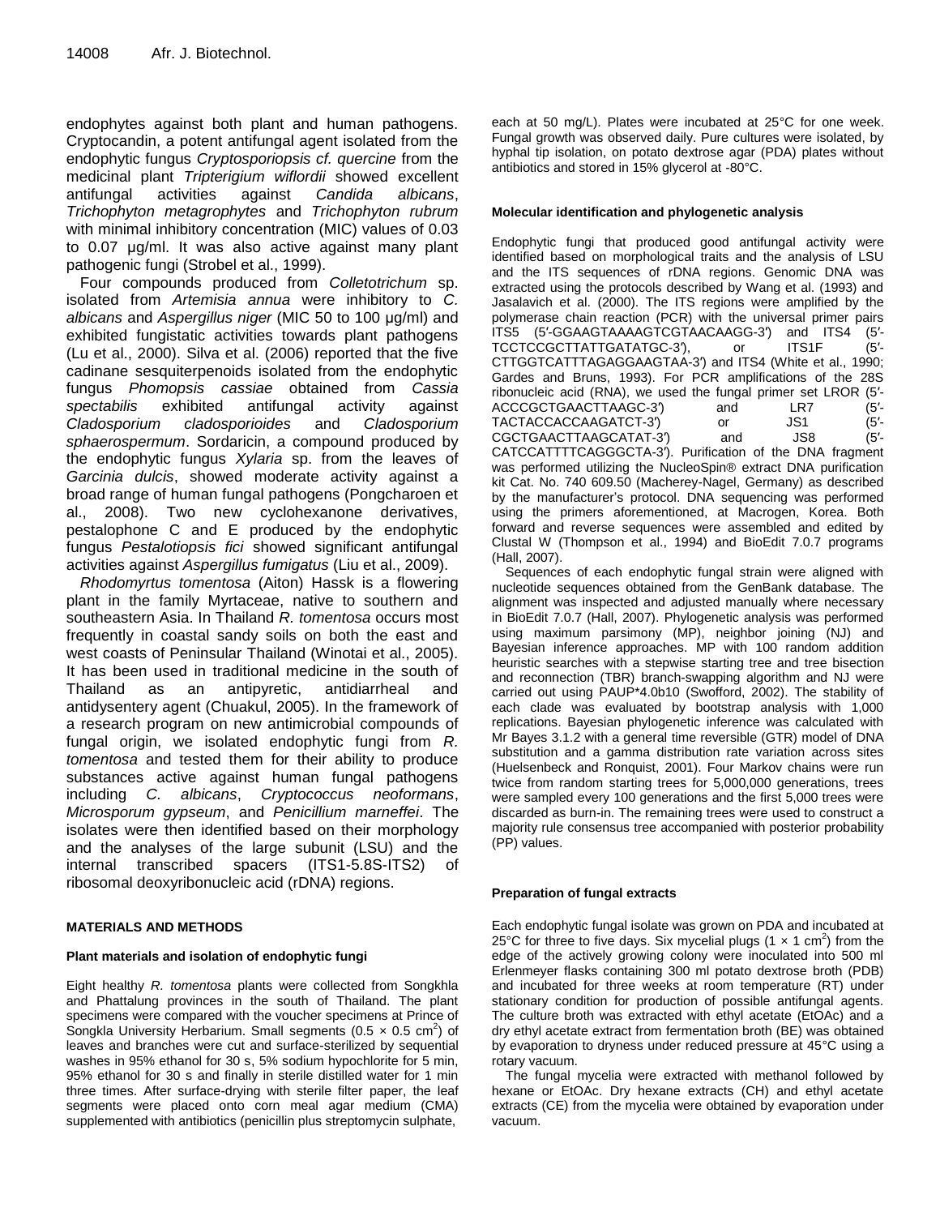endophytes against both plant and human pathogens. Cryptocandin, a potent antifungal agent isolated from the endophytic fungus *Cryptosporiopsis cf. quercine* from the medicinal plant *Tripterigium wiflordii* showed excellent antifungal activities against *Candida albicans*, *Trichophyton metagrophytes* and *Trichophyton rubrum* with minimal inhibitory concentration (MIC) values of 0.03 to 0.07 µg/ml. It was also active against many plant pathogenic fungi (Strobel et al., 1999).

Four compounds produced from *Colletotrichum* sp. isolated from *Artemisia annua* were inhibitory to *C. albicans* and *Aspergillus niger* (MIC 50 to 100 µg/ml) and exhibited fungistatic activities towards plant pathogens (Lu et al., 2000). Silva et al. (2006) reported that the five cadinane sesquiterpenoids isolated from the endophytic fungus *Phomopsis cassiae* obtained from *Cassia spectabilis* exhibited antifungal activity against *Cladosporium cladosporioides* and *Cladosporium sphaerospermum*. Sordaricin, a compound produced by the endophytic fungus *Xylaria* sp. from the leaves of *Garcinia dulcis*, showed moderate activity against a broad range of human fungal pathogens (Pongcharoen et al., 2008). Two new cyclohexanone derivatives, pestalophone C and E produced by the endophytic fungus *Pestalotiopsis fici* showed significant antifungal activities against *Aspergillus fumigatus* (Liu et al., 2009).

*Rhodomyrtus tomentosa* (Aiton) Hassk is a flowering plant in the family Myrtaceae, native to southern and southeastern Asia. In Thailand *R. tomentosa* occurs most frequently in coastal sandy soils on both the east and west coasts of Peninsular Thailand (Winotai et al., 2005). It has been used in traditional medicine in the south of Thailand as an antipyretic, antidiarrheal and antidysentery agent (Chuakul, 2005). In the framework of a research program on new antimicrobial compounds of fungal origin, we isolated endophytic fungi from *R. tomentosa* and tested them for their ability to produce substances active against human fungal pathogens including *C. albicans*, *Cryptococcus neoformans*, *Microsporum gypseum*, and *Penicillium marneffei*. The isolates were then identified based on their morphology and the analyses of the large subunit (LSU) and the internal transcribed spacers (ITS1-5.8S-ITS2) of ribosomal deoxyribonucleic acid (rDNA) regions.

## MATERIALS AND METHODS

### Plant materials and isolation of endophytic fungi

Eight healthy *R. tomentosa* plants were collected from Songkhla and Phattalung provinces in the south of Thailand. The plant specimens were compared with the voucher specimens at Prince of Songkla University Herbarium. Small segments (0.5 × 0.5 cm$^2$) of leaves and branches were cut and surface-sterilized by sequential washes in 95% ethanol for 30 s, 5% sodium hypochlorite for 5 min, 95% ethanol for 30 s and finally in sterile distilled water for 1 min three times. After surface-drying with sterile filter paper, the leaf segments were placed onto corn meal agar medium (CMA) supplemented with antibiotics (penicillin plus streptomycin sulphate, each at 50 mg/L). Plates were incubated at 25°C for one week. Fungal growth was observed daily. Pure cultures were isolated, by hyphal tip isolation, on potato dextrose agar (PDA) plates without antibiotics and stored in 15% glycerol at -80°C.

### Molecular identification and phylogenetic analysis

Endophytic fungi that produced good antifungal activity were identified based on morphological traits and the analysis of LSU and the ITS sequences of rDNA regions. Genomic DNA was extracted using the protocols described by Wang et al. (1993) and Jasalavich et al. (2000). The ITS regions were amplified by the polymerase chain reaction (PCR) with the universal primer pairs ITS5 (5′-GGAAGTAAAAGTCGTAACAAGG-3′) and ITS4 (5′-TCCTCCGCTTATTGATATGC-3′), or ITS1F (5′-CTTGGTCATTTAGAGGAAGTAA-3′) and ITS4 (White et al., 1990; Gardes and Bruns, 1993). For PCR amplifications of the 28S ribonucleic acid (RNA), we used the fungal primer set LROR (5′-ACCCGCTGAACTTAAGC-3′) and LR7 (5′-TACTACCACCAAGATCT-3′) or JS1 (5′-CGCTGAACTTAAGCATAT-3′) and JS8 (5′-CATCCATTTTCAGGGCTA-3′). Purification of the DNA fragment was performed utilizing the NucleoSpin® extract DNA purification kit Cat. No. 740 609.50 (Macherey-Nagel, Germany) as described by the manufacturer's protocol. DNA sequencing was performed using the primers aforementioned, at Macrogen, Korea. Both forward and reverse sequences were assembled and edited by Clustal W (Thompson et al., 1994) and BioEdit 7.0.7 programs (Hall, 2007).

Sequences of each endophytic fungal strain were aligned with nucleotide sequences obtained from the GenBank database. The alignment was inspected and adjusted manually where necessary in BioEdit 7.0.7 (Hall, 2007). Phylogenetic analysis was performed using maximum parsimony (MP), neighbor joining (NJ) and Bayesian inference approaches. MP with 100 random addition heuristic searches with a stepwise starting tree and tree bisection and reconnection (TBR) branch-swapping algorithm and NJ were carried out using PAUP*4.0b10 (Swofford, 2002). The stability of each clade was evaluated by bootstrap analysis with 1,000 replications. Bayesian phylogenetic inference was calculated with Mr Bayes 3.1.2 with a general time reversible (GTR) model of DNA substitution and a gamma distribution rate variation across sites (Huelsenbeck and Ronquist, 2001). Four Markov chains were run twice from random starting trees for 5,000,000 generations, trees were sampled every 100 generations and the first 5,000 trees were discarded as burn-in. The remaining trees were used to construct a majority rule consensus tree accompanied with posterior probability (PP) values.

### Preparation of fungal extracts

Each endophytic fungal isolate was grown on PDA and incubated at 25°C for three to five days. Six mycelial plugs (1 × 1 cm$^2$) from the edge of the actively growing colony were inoculated into 500 ml Erlenmeyer flasks containing 300 ml potato dextrose broth (PDB) and incubated for three weeks at room temperature (RT) under stationary condition for production of possible antifungal agents. The culture broth was extracted with ethyl acetate (EtOAc) and a dry ethyl acetate extract from fermentation broth (BE) was obtained by evaporation to dryness under reduced pressure at 45°C using a rotary vacuum.

The fungal mycelia were extracted with methanol followed by hexane or EtOAc. Dry hexane extracts (CH) and ethyl acetate extracts (CE) from the mycelia were obtained by evaporation under vacuum.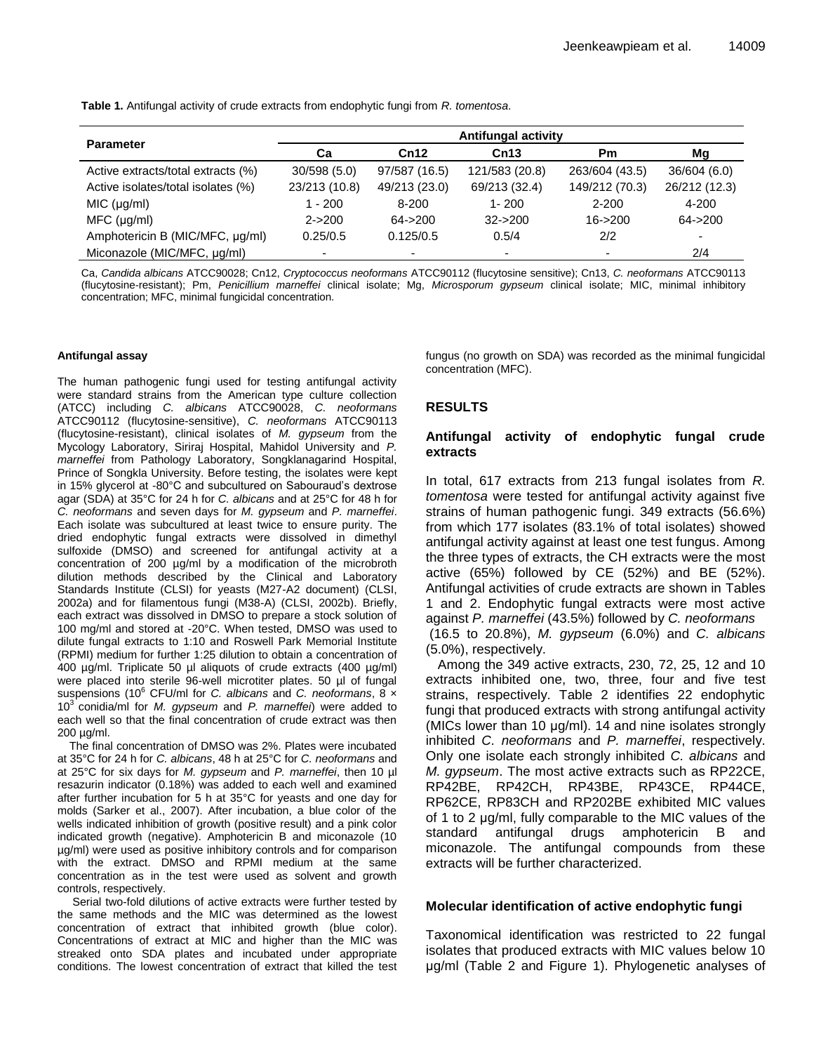**Table 1.** Antifungal activity of crude extracts from endophytic fungi from *R. tomentosa*.

| Parameter | Antifungal activity | | | | |
|---|---|---|---|---|---|
| | Ca | Cn12 | Cn13 | Pm | Mg |
| Active extracts/total extracts (%) | 30/598 (5.0) | 97/587 (16.5) | 121/583 (20.8) | 263/604 (43.5) | 36/604 (6.0) |
| Active isolates/total isolates (%) | 23/213 (10.8) | 49/213 (23.0) | 69/213 (32.4) | 149/212 (70.3) | 26/212 (12.3) |
| MIC (µg/ml) | 1 - 200 | 8-200 | 1- 200 | 2-200 | 4-200 |
| MFC (µg/ml) | 2->200 | 64->200 | 32->200 | 16->200 | 64->200 |
| Amphotericin B (MIC/MFC, µg/ml) | 0.25/0.5 | 0.125/0.5 | 0.5/4 | 2/2 | - |
| Miconazole (MIC/MFC, µg/ml) | - | - | - | - | 2/4 |

Ca, *Candida albicans* ATCC90028; Cn12, *Cryptococcus neoformans* ATCC90112 (flucytosine sensitive); Cn13, *C. neoformans* ATCC90113 (flucytosine-resistant); Pm, *Penicillium marneffei* clinical isolate; Mg, *Microsporum gypseum* clinical isolate; MIC, minimal inhibitory concentration; MFC, minimal fungicidal concentration.

#### Antifungal assay

The human pathogenic fungi used for testing antifungal activity were standard strains from the American type culture collection (ATCC) including *C. albicans* ATCC90028, *C. neoformans* ATCC90112 (flucytosine-sensitive), *C. neoformans* ATCC90113 (flucytosine-resistant), clinical isolates of *M. gypseum* from the Mycology Laboratory, Siriraj Hospital, Mahidol University and *P. marneffei* from Pathology Laboratory, Songklanagarind Hospital, Prince of Songkla University. Before testing, the isolates were kept in 15% glycerol at -80°C and subcultured on Sabouraud's dextrose agar (SDA) at 35°C for 24 h for *C. albicans* and at 25°C for 48 h for *C. neoformans* and seven days for *M. gypseum* and *P. marneffei*. Each isolate was subcultured at least twice to ensure purity. The dried endophytic fungal extracts were dissolved in dimethyl sulfoxide (DMSO) and screened for antifungal activity at a concentration of 200 µg/ml by a modification of the microbroth dilution methods described by the Clinical and Laboratory Standards Institute (CLSI) for yeasts (M27-A2 document) (CLSI, 2002a) and for filamentous fungi (M38-A) (CLSI, 2002b). Briefly, each extract was dissolved in DMSO to prepare a stock solution of 100 mg/ml and stored at -20°C. When tested, DMSO was used to dilute fungal extracts to 1:10 and Roswell Park Memorial Institute (RPMI) medium for further 1:25 dilution to obtain a concentration of 400 µg/ml. Triplicate 50 µl aliquots of crude extracts (400 µg/ml) were placed into sterile 96-well microtiter plates. 50 µl of fungal suspensions ($10^6$ CFU/ml for *C. albicans* and *C. neoformans*, $8 \times 10^3$ conidia/ml for *M. gypseum* and *P. marneffei*) were added to each well so that the final concentration of crude extract was then 200 µg/ml.

The final concentration of DMSO was 2%. Plates were incubated at 35°C for 24 h for *C. albicans*, 48 h at 25°C for *C. neoformans* and at 25°C for six days for *M. gypseum* and *P. marneffei*, then 10 µl resazurin indicator (0.18%) was added to each well and examined after further incubation for 5 h at 35°C for yeasts and one day for molds (Sarker et al., 2007). After incubation, a blue color of the wells indicated inhibition of growth (positive result) and a pink color indicated growth (negative). Amphotericin B and miconazole (10 µg/ml) were used as positive inhibitory controls and for comparison with the extract. DMSO and RPMI medium at the same concentration as in the test were used as solvent and growth controls, respectively.

Serial two-fold dilutions of active extracts were further tested by the same methods and the MIC was determined as the lowest concentration of extract that inhibited growth (blue color). Concentrations of extract at MIC and higher than the MIC was streaked onto SDA plates and incubated under appropriate conditions. The lowest concentration of extract that killed the test fungus (no growth on SDA) was recorded as the minimal fungicidal concentration (MFC).

## RESULTS

### Antifungal activity of endophytic fungal crude extracts

In total, 617 extracts from 213 fungal isolates from *R. tomentosa* were tested for antifungal activity against five strains of human pathogenic fungi. 349 extracts (56.6%) from which 177 isolates (83.1% of total isolates) showed antifungal activity against at least one test fungus. Among the three types of extracts, the CH extracts were the most active (65%) followed by CE (52%) and BE (52%). Antifungal activities of crude extracts are shown in Tables 1 and 2. Endophytic fungal extracts were most active against *P. marneffei* (43.5%) followed by *C. neoformans* (16.5 to 20.8%), *M. gypseum* (6.0%) and *C. albicans* (5.0%), respectively.

Among the 349 active extracts, 230, 72, 25, 12 and 10 extracts inhibited one, two, three, four and five test strains, respectively. Table 2 identifies 22 endophytic fungi that produced extracts with strong antifungal activity (MICs lower than 10 µg/ml). 14 and nine isolates strongly inhibited *C. neoformans* and *P. marneffei*, respectively. Only one isolate each strongly inhibited *C. albicans* and *M. gypseum*. The most active extracts such as RP22CE, RP42BE, RP42CH, RP43BE, RP43CE, RP44CE, RP62CE, RP83CH and RP202BE exhibited MIC values of 1 to 2 µg/ml, fully comparable to the MIC values of the standard antifungal drugs amphotericin B and miconazole. The antifungal compounds from these extracts will be further characterized.

### Molecular identification of active endophytic fungi

Taxonomical identification was restricted to 22 fungal isolates that produced extracts with MIC values below 10 µg/ml (Table 2 and Figure 1). Phylogenetic analyses of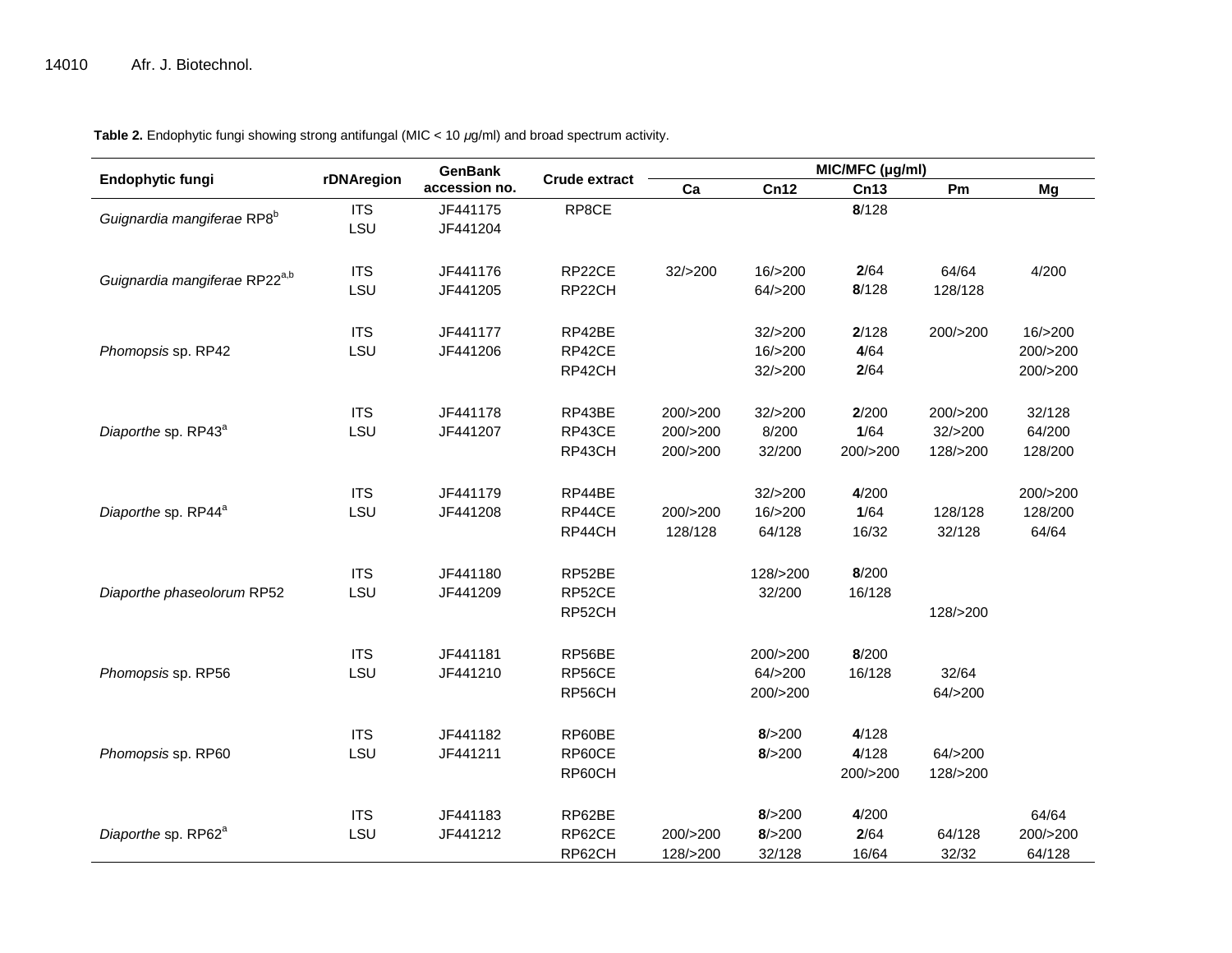**Table 2.** Endophytic fungi showing strong antifungal (MIC < 10 $\mu$g/ml) and broad spectrum activity.

| Endophytic fungi | rDNAregion | GenBank accession no. | Crude extract | MIC/MFC (µg/ml) | | | | |
|---|---|---|---|---|---|---|---|---|
| | | | | Ca | Cn12 | Cn13 | Pm | Mg |
| *Guignardia mangiferae* RP8[b] | ITS | JF441175 | RP8CE | | | **8**/128 | | |
| | LSU | JF441204 | | | | | | |
| *Guignardia mangiferae* RP22[a,b] | ITS | JF441176 | RP22CE | 32/>200 | 16/>200 | **2**/64 | 64/64 | 4/200 |
| | LSU | JF441205 | RP22CH | | 64/>200 | **8**/128 | 128/128 | |
| *Phomopsis* sp. RP42 | ITS | JF441177 | RP42BE | | 32/>200 | **2**/128 | 200/>200 | 16/>200 |
| | LSU | JF441206 | RP42CE | | 16/>200 | **4**/64 | | 200/>200 |
| | | | RP42CH | | 32/>200 | **2**/64 | | 200/>200 |
| *Diaporthe* sp. RP43[a] | ITS | JF441178 | RP43BE | 200/>200 | 32/>200 | **2**/200 | 200/>200 | 32/128 |
| | LSU | JF441207 | RP43CE | 200/>200 | 8/200 | **1**/64 | 32/>200 | 64/200 |
| | | | RP43CH | 200/>200 | 32/200 | 200/>200 | 128/>200 | 128/200 |
| *Diaporthe* sp. RP44[a] | ITS | JF441179 | RP44BE | | 32/>200 | **4**/200 | | 200/>200 |
| | LSU | JF441208 | RP44CE | 200/>200 | 16/>200 | **1**/64 | 128/128 | 128/200 |
| | | | RP44CH | 128/128 | 64/128 | 16/32 | 32/128 | 64/64 |
| *Diaporthe phaseolorum* RP52 | ITS | JF441180 | RP52BE | | 128/>200 | **8**/200 | | |
| | LSU | JF441209 | RP52CE | | 32/200 | 16/128 | | |
| | | | RP52CH | | | | 128/>200 | |
| *Phomopsis* sp. RP56 | ITS | JF441181 | RP56BE | | 200/>200 | **8**/200 | | |
| | LSU | JF441210 | RP56CE | | 64/>200 | 16/128 | 32/64 | |
| | | | RP56CH | | 200/>200 | | 64/>200 | |
| *Phomopsis* sp. RP60 | ITS | JF441182 | RP60BE | | **8**/>200 | **4**/128 | | |
| | LSU | JF441211 | RP60CE | | **8**/>200 | **4**/128 | 64/>200 | |
| | | | RP60CH | | | 200/>200 | 128/>200 | |
| *Diaporthe* sp. RP62[a] | ITS | JF441183 | RP62BE | | **8**/>200 | **4**/200 | | 64/64 |
| | LSU | JF441212 | RP62CE | 200/>200 | **8**/>200 | **2**/64 | 64/128 | 200/>200 |
| | | | RP62CH | 128/>200 | 32/128 | 16/64 | 32/32 | 64/128 |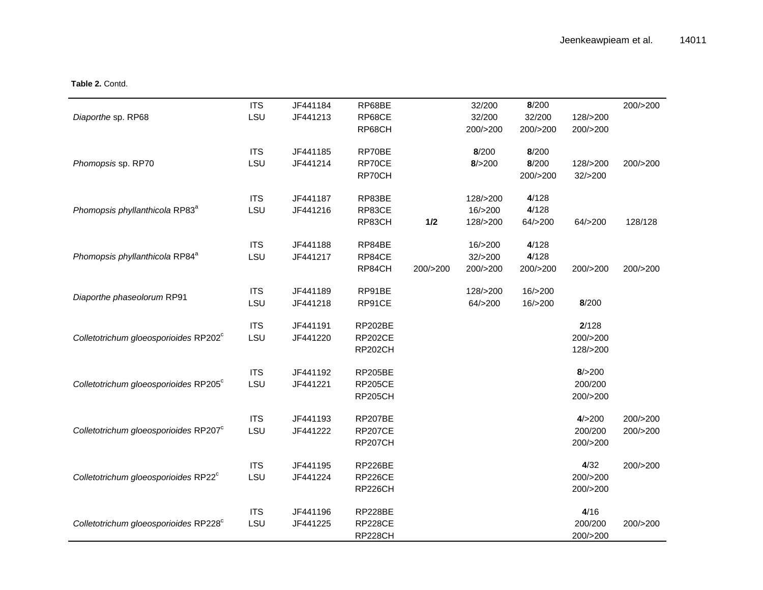**Table 2.** Contd.

| | | | | | | | | |
|---|---|---|---|---|---|---|---|---|
| | ITS | JF441184 | RP68BE | | 32/200 | **8**/200 | | 200/>200 |
| *Diaporthe* sp. RP68 | LSU | JF441213 | RP68CE | | 32/200 | 32/200 | 128/>200 | |
| | | | RP68CH | | 200/>200 | 200/>200 | 200/>200 | |
| | ITS | JF441185 | RP70BE | | **8**/200 | **8**/200 | | |
| *Phomopsis* sp. RP70 | LSU | JF441214 | RP70CE | | **8**/>200 | **8**/200 | 128/>200 | 200/>200 |
| | | | RP70CH | | | 200/>200 | 32/>200 | |
| | ITS | JF441187 | RP83BE | | 128/>200 | **4**/128 | | |
| *Phomopsis phyllanthicola* RP83[a] | LSU | JF441216 | RP83CE | | 16/>200 | **4**/128 | | |
| | | | RP83CH | **1/2** | 128/>200 | 64/>200 | 64/>200 | 128/128 |
| | ITS | JF441188 | RP84BE | | 16/>200 | **4**/128 | | |
| *Phomopsis phyllanthicola* RP84[a] | LSU | JF441217 | RP84CE | | 32/>200 | **4**/128 | | |
| | | | RP84CH | 200/>200 | 200/>200 | 200/>200 | 200/>200 | 200/>200 |
| *Diaporthe phaseolorum* RP91 | ITS | JF441189 | RP91BE | | 128/>200 | 16/>200 | | |
| | LSU | JF441218 | RP91CE | | 64/>200 | 16/>200 | **8**/200 | |
| | ITS | JF441191 | RP202BE | | | | **2**/128 | |
| *Colletotrichum gloeosporioides* RP202[c] | LSU | JF441220 | RP202CE | | | | 200/>200 | |
| | | | RP202CH | | | | 128/>200 | |
| | ITS | JF441192 | RP205BE | | | | **8**/>200 | |
| *Colletotrichum gloeosporioides* RP205[c] | LSU | JF441221 | RP205CE | | | | 200/200 | |
| | | | RP205CH | | | | 200/>200 | |
| | ITS | JF441193 | RP207BE | | | | **4**/>200 | 200/>200 |
| *Colletotrichum gloeosporioides* RP207[c] | LSU | JF441222 | RP207CE | | | | 200/200 | 200/>200 |
| | | | RP207CH | | | | 200/>200 | |
| | ITS | JF441195 | RP226BE | | | | **4**/32 | 200/>200 |
| *Colletotrichum gloeosporioides* RP22[c] | LSU | JF441224 | RP226CE | | | | 200/>200 | |
| | | | RP226CH | | | | 200/>200 | |
| | ITS | JF441196 | RP228BE | | | | **4**/16 | |
| *Colletotrichum gloeosporioides* RP228[c] | LSU | JF441225 | RP228CE | | | | 200/200 | 200/>200 |
| | | | RP228CH | | | | 200/>200 | |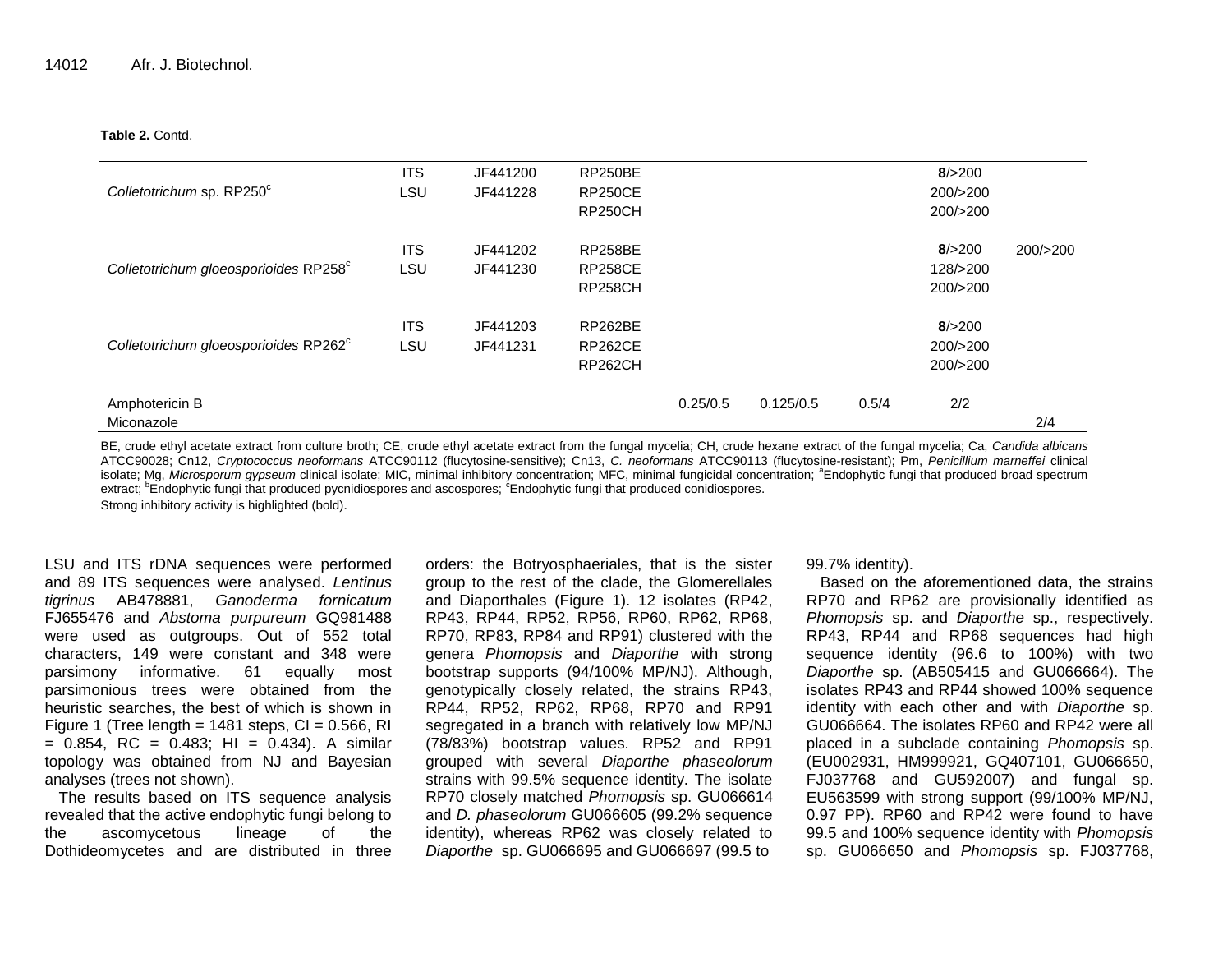**Table 2.** Contd.

| | | | | | | | | |
|---|---|---|---|---|---|---|---|---|
| | ITS | JF441200 | RP250BE | | | | **8**/>200 | |
| *Colletotrichum* sp. RP250[c] | LSU | JF441228 | RP250CE | | | | 200/>200 | |
| | | | RP250CH | | | | 200/>200 | |
| | ITS | JF441202 | RP258BE | | | | **8**/>200 | 200/>200 |
| *Colletotrichum gloeosporioides* RP258[c] | LSU | JF441230 | RP258CE | | | | 128/>200 | |
| | | | RP258CH | | | | 200/>200 | |
| | ITS | JF441203 | RP262BE | | | | **8**/>200 | |
| *Colletotrichum gloeosporioides* RP262[c] | LSU | JF441231 | RP262CE | | | | 200/>200 | |
| | | | RP262CH | | | | 200/>200 | |
| Amphotericin B | | | | 0.25/0.5 | 0.125/0.5 | 0.5/4 | 2/2 | |
| Miconazole | | | | | | | | 2/4 |

BE, crude ethyl acetate extract from culture broth; CE, crude ethyl acetate extract from the fungal mycelia; CH, crude hexane extract of the fungal mycelia; Ca, *Candida albicans* ATCC90028; Cn12, *Cryptococcus neoformans* ATCC90112 (flucytosine-sensitive); Cn13, *C. neoformans* ATCC90113 (flucytosine-resistant); Pm, *Penicillium marneffei* clinical isolate; Mg, *Microsporum gypseum* clinical isolate; MIC, minimal inhibitory concentration; MFC, minimal fungicidal concentration; [a]Endophytic fungi that produced broad spectrum extract; [b]Endophytic fungi that produced pycnidiospores and ascospores; [c]Endophytic fungi that produced conidiospores.
Strong inhibitory activity is highlighted (bold).

LSU and ITS rDNA sequences were performed and 89 ITS sequences were analysed. *Lentinus tigrinus* AB478881, *Ganoderma fornicatum* FJ655476 and *Abstoma purpureum* GQ981488 were used as outgroups. Out of 552 total characters, 149 were constant and 348 were parsimony informative. 61 equally most parsimonious trees were obtained from the heuristic searches, the best of which is shown in Figure 1 (Tree length = 1481 steps, CI = 0.566, RI = 0.854, RC = 0.483; HI = 0.434). A similar topology was obtained from NJ and Bayesian analyses (trees not shown).

The results based on ITS sequence analysis revealed that the active endophytic fungi belong to the ascomycetous lineage of the Dothideomycetes and are distributed in three orders: the Botryosphaeriales, that is the sister group to the rest of the clade, the Glomerellales and Diaporthales (Figure 1). 12 isolates (RP42, RP43, RP44, RP52, RP56, RP60, RP62, RP68, RP70, RP83, RP84 and RP91) clustered with the genera *Phomopsis* and *Diaporthe* with strong bootstrap supports (94/100% MP/NJ). Although, genotypically closely related, the strains RP43, RP44, RP52, RP62, RP68, RP70 and RP91 segregated in a branch with relatively low MP/NJ (78/83%) bootstrap values. RP52 and RP91 grouped with several *Diaporthe phaseolorum* strains with 99.5% sequence identity. The isolate RP70 closely matched *Phomopsis* sp. GU066614 and *D. phaseolorum* GU066605 (99.2% sequence identity), whereas RP62 was closely related to *Diaporthe* sp. GU066695 and GU066697 (99.5 to 99.7% identity).

Based on the aforementioned data, the strains RP70 and RP62 are provisionally identified as *Phomopsis* sp. and *Diaporthe* sp., respectively. RP43, RP44 and RP68 sequences had high sequence identity (96.6 to 100%) with two *Diaporthe* sp. (AB505415 and GU066664). The isolates RP43 and RP44 showed 100% sequence identity with each other and with *Diaporthe* sp. GU066664. The isolates RP60 and RP42 were all placed in a subclade containing *Phomopsis* sp. (EU002931, HM999921, GQ407101, GU066650, FJ037768 and GU592007) and fungal sp. EU563599 with strong support (99/100% MP/NJ, 0.97 PP). RP60 and RP42 were found to have 99.5 and 100% sequence identity with *Phomopsis* sp. GU066650 and *Phomopsis* sp. FJ037768,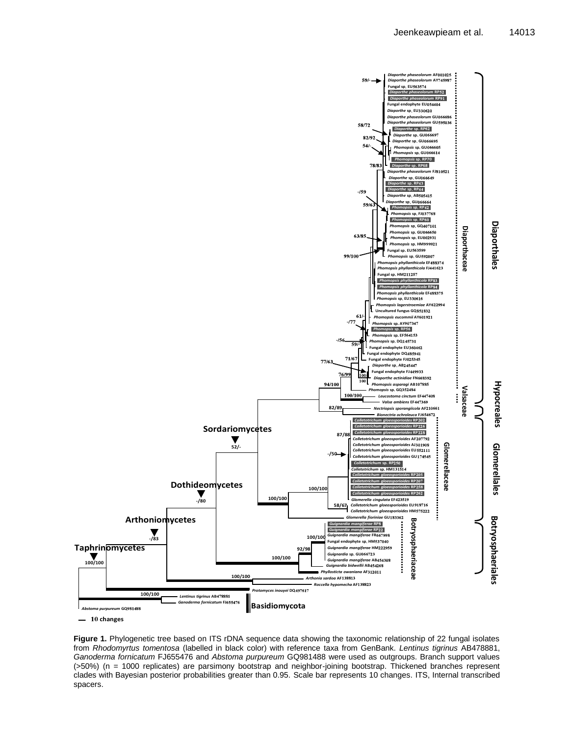**Figure 1.** Phylogenetic tree based on ITS rDNA sequence data showing the taxonomic relationship of 22 fungal isolates from *Rhodomyrtus tomentosa* (labelled in black color) with reference taxa from GenBank. *Lentinus tigrinus* AB478881, *Ganoderma fornicatum* FJ655476 and *Abstoma purpureum* GQ981488 were used as outgroups. Branch support values (>50%) (n = 1000 replicates) are parsimony bootstrap and neighbor-joining bootstrap. Thickened branches represent clades with Bayesian posterior probabilities greater than 0.95. Scale bar represents 10 changes. ITS, Internal transcribed spacers.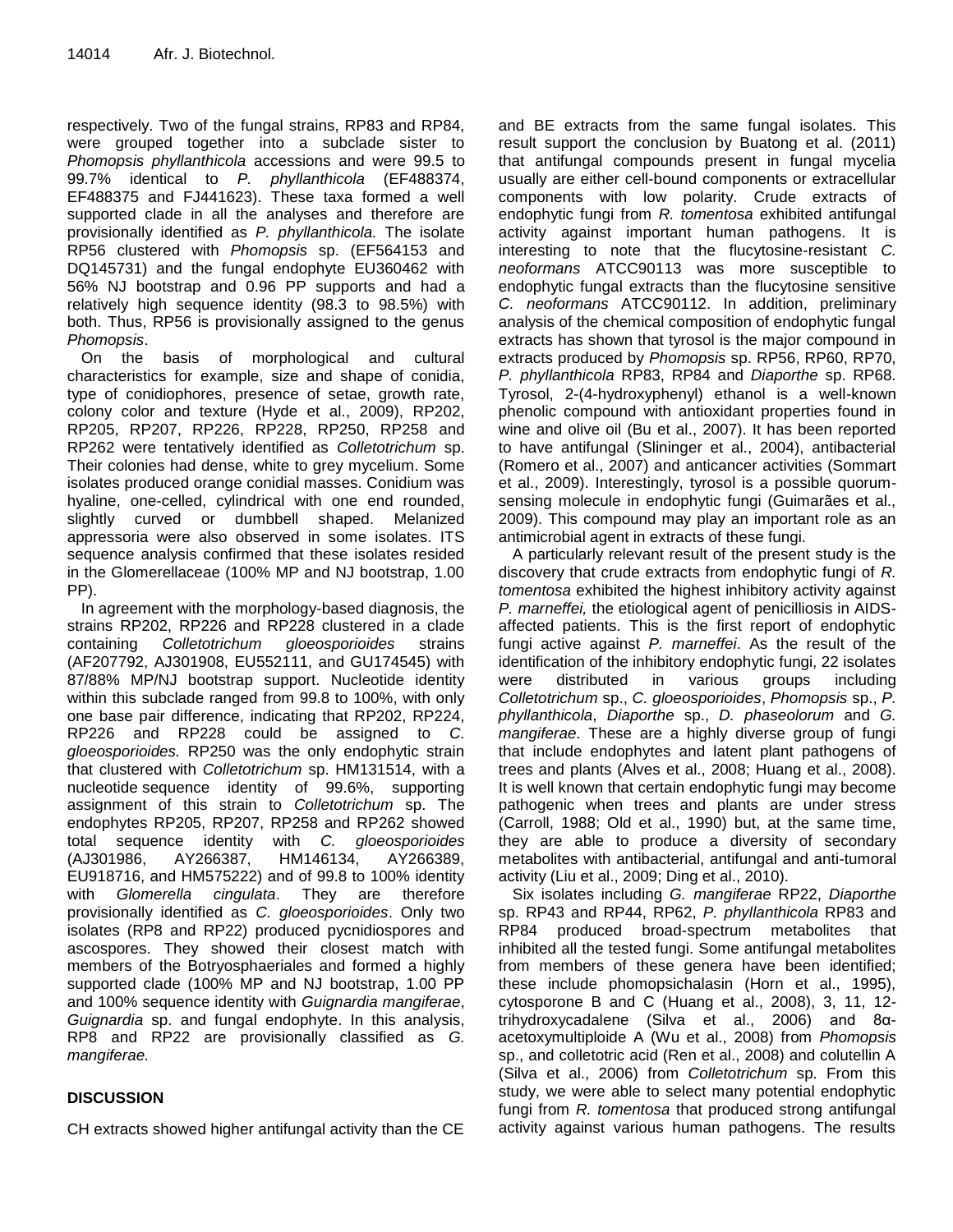respectively. Two of the fungal strains, RP83 and RP84, were grouped together into a subclade sister to *Phomopsis phyllanthicola* accessions and were 99.5 to 99.7% identical to *P. phyllanthicola* (EF488374, EF488375 and FJ441623). These taxa formed a well supported clade in all the analyses and therefore are provisionally identified as *P. phyllanthicola.* The isolate RP56 clustered with *Phomopsis* sp. (EF564153 and DQ145731) and the fungal endophyte EU360462 with 56% NJ bootstrap and 0.96 PP supports and had a relatively high sequence identity (98.3 to 98.5%) with both. Thus, RP56 is provisionally assigned to the genus *Phomopsis*.

On the basis of morphological and cultural characteristics for example, size and shape of conidia, type of conidiophores, presence of setae, growth rate, colony color and texture (Hyde et al., 2009), RP202, RP205, RP207, RP226, RP228, RP250, RP258 and RP262 were tentatively identified as *Colletotrichum* sp. Their colonies had dense, white to grey mycelium. Some isolates produced orange conidial masses. Conidium was hyaline, one-celled, cylindrical with one end rounded, slightly curved or dumbbell shaped. Melanized appressoria were also observed in some isolates. ITS sequence analysis confirmed that these isolates resided in the Glomerellaceae (100% MP and NJ bootstrap, 1.00 PP).

In agreement with the morphology-based diagnosis, the strains RP202, RP226 and RP228 clustered in a clade containing *Colletotrichum gloeosporioides* strains (AF207792, AJ301908, EU552111, and GU174545) with 87/88% MP/NJ bootstrap support. Nucleotide identity within this subclade ranged from 99.8 to 100%, with only one base pair difference, indicating that RP202, RP224, RP226 and RP228 could be assigned to *C. gloeosporioides.* RP250 was the only endophytic strain that clustered with *Colletotrichum* sp. HM131514, with a nucleotide sequence identity of 99.6%, supporting assignment of this strain to *Colletotrichum* sp. The endophytes RP205, RP207, RP258 and RP262 showed total sequence identity with *C. gloeosporioides* (AJ301986, AY266387, HM146134, AY266389, EU918716, and HM575222) and of 99.8 to 100% identity with *Glomerella cingulata*. They are therefore provisionally identified as *C. gloeosporioides*. Only two isolates (RP8 and RP22) produced pycnidiospores and ascospores. They showed their closest match with members of the Botryosphaeriales and formed a highly supported clade (100% MP and NJ bootstrap, 1.00 PP and 100% sequence identity with *Guignardia mangiferae*, *Guignardia* sp. and fungal endophyte. In this analysis, RP8 and RP22 are provisionally classified as *G. mangiferae.*

## DISCUSSION

CH extracts showed higher antifungal activity than the CE and BE extracts from the same fungal isolates. This result support the conclusion by Buatong et al. (2011) that antifungal compounds present in fungal mycelia usually are either cell-bound components or extracellular components with low polarity. Crude extracts of endophytic fungi from *R. tomentosa* exhibited antifungal activity against important human pathogens. It is interesting to note that the flucytosine-resistant *C. neoformans* ATCC90113 was more susceptible to endophytic fungal extracts than the flucytosine sensitive *C. neoformans* ATCC90112. In addition, preliminary analysis of the chemical composition of endophytic fungal extracts has shown that tyrosol is the major compound in extracts produced by *Phomopsis* sp. RP56, RP60, RP70, *P. phyllanthicola* RP83, RP84 and *Diaporthe* sp. RP68. Tyrosol, 2-(4-hydroxyphenyl) ethanol is a well-known phenolic compound with antioxidant properties found in wine and olive oil (Bu et al., 2007). It has been reported to have antifungal (Slininger et al., 2004), antibacterial (Romero et al., 2007) and anticancer activities (Sommart et al., 2009). Interestingly, tyrosol is a possible quorum-sensing molecule in endophytic fungi (Guimarães et al., 2009). This compound may play an important role as an antimicrobial agent in extracts of these fungi.

A particularly relevant result of the present study is the discovery that crude extracts from endophytic fungi of *R. tomentosa* exhibited the highest inhibitory activity against *P. marneffei,* the etiological agent of penicilliosis in AIDS-affected patients. This is the first report of endophytic fungi active against *P. marneffei*. As the result of the identification of the inhibitory endophytic fungi, 22 isolates were distributed in various groups including *Colletotrichum* sp., *C. gloeosporioides*, *Phomopsis* sp., *P. phyllanthicola*, *Diaporthe* sp., *D. phaseolorum* and *G. mangiferae*. These are a highly diverse group of fungi that include endophytes and latent plant pathogens of trees and plants (Alves et al., 2008; Huang et al., 2008). It is well known that certain endophytic fungi may become pathogenic when trees and plants are under stress (Carroll, 1988; Old et al., 1990) but, at the same time, they are able to produce a diversity of secondary metabolites with antibacterial, antifungal and anti-tumoral activity (Liu et al., 2009; Ding et al., 2010).

Six isolates including *G. mangiferae* RP22, *Diaporthe* sp. RP43 and RP44, RP62, *P. phyllanthicola* RP83 and RP84 produced broad-spectrum metabolites that inhibited all the tested fungi. Some antifungal metabolites from members of these genera have been identified; these include phomopsichalasin (Horn et al., 1995), cytosporone B and C (Huang et al., 2008), 3, 11, 12-trihydroxycadalene (Silva et al., 2006) and 8α-acetoxymultiploide A (Wu et al., 2008) from *Phomopsis* sp., and colletotric acid (Ren et al., 2008) and colutellin A (Silva et al., 2006) from *Colletotrichum* sp. From this study, we were able to select many potential endophytic fungi from *R. tomentosa* that produced strong antifungal activity against various human pathogens. The results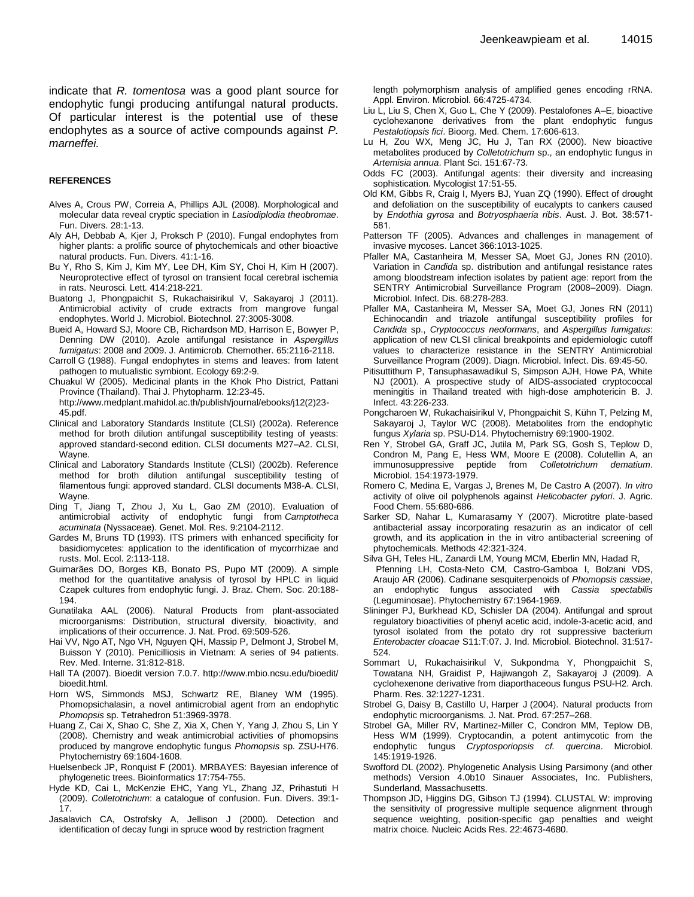indicate that *R. tomentosa* was a good plant source for endophytic fungi producing antifungal natural products. Of particular interest is the potential use of these endophytes as a source of active compounds against *P. marneffei.*

## REFERENCES

Alves A, Crous PW, Correia A, Phillips AJL (2008). Morphological and molecular data reveal cryptic speciation in *Lasiodiplodia theobromae*. Fun. Divers. 28:1-13.

Aly AH, Debbab A, Kjer J, Proksch P (2010). Fungal endophytes from higher plants: a prolific source of phytochemicals and other bioactive natural products. Fun. Divers. 41:1-16.

Bu Y, Rho S, Kim J, Kim MY, Lee DH, Kim SY, Choi H, Kim H (2007). Neuroprotective effect of tyrosol on transient focal cerebral ischemia in rats. Neurosci. Lett. 414:218-221.

Buatong J, Phongpaichit S, Rukachaisirikul V, Sakayaroj J (2011). Antimicrobial activity of crude extracts from mangrove fungal endophytes. World J. Microbiol. Biotechnol. 27:3005-3008.

Bueid A, Howard SJ, Moore CB, Richardson MD, Harrison E, Bowyer P, Denning DW (2010). Azole antifungal resistance in *Aspergillus fumigatus*: 2008 and 2009. J. Antimicrob. Chemother. 65:2116-2118.

Carroll G (1988). Fungal endophytes in stems and leaves: from latent pathogen to mutualistic symbiont. Ecology 69:2-9.

Chuakul W (2005). Medicinal plants in the Khok Pho District, Pattani Province (Thailand). Thai J. Phytopharm. 12:23-45. http://www.medplant.mahidol.ac.th/publish/journal/ebooks/j12(2)23-45.pdf.

Clinical and Laboratory Standards Institute (CLSI) (2002a). Reference method for broth dilution antifungal susceptibility testing of yeasts: approved standard-second edition. CLSI documents M27–A2. CLSI, Wayne.

Clinical and Laboratory Standards Institute (CLSI) (2002b). Reference method for broth dilution antifungal susceptibility testing of filamentous fungi: approved standard. CLSI documents M38-A. CLSI, Wayne.

Ding T, Jiang T, Zhou J, Xu L, Gao ZM (2010). Evaluation of antimicrobial activity of endophytic fungi from *Camptotheca acuminata* (Nyssaceae). Genet. Mol. Res. 9:2104-2112.

Gardes M, Bruns TD (1993). ITS primers with enhanced specificity for basidiomycetes: application to the identification of mycorrhizae and rusts. Mol. Ecol. 2:113-118.

Guimarães DO, Borges KB, Bonato PS, Pupo MT (2009). A simple method for the quantitative analysis of tyrosol by HPLC in liquid Czapek cultures from endophytic fungi. J. Braz. Chem. Soc. 20:188-194.

Gunatilaka AAL (2006). Natural Products from plant-associated microorganisms: Distribution, structural diversity, bioactivity, and implications of their occurrence. J. Nat. Prod. 69:509-526.

Hai VV, Ngo AT, Ngo VH, Nguyen QH, Massip P, Delmont J, Strobel M, Buisson Y (2010). Penicilliosis in Vietnam: A series of 94 patients. Rev. Med. Interne. 31:812-818.

Hall TA (2007). Bioedit version 7.0.7. http://www.mbio.ncsu.edu/bioedit/bioedit.html.

Horn WS, Simmonds MSJ, Schwartz RE, Blaney WM (1995). Phomopsichalasin, a novel antimicrobial agent from an endophytic *Phomopsis* sp. Tetrahedron 51:3969-3978.

Huang Z, Cai X, Shao C, She Z, Xia X, Chen Y, Yang J, Zhou S, Lin Y (2008). Chemistry and weak antimicrobial activities of phomopsins produced by mangrove endophytic fungus *Phomopsis* sp. ZSU-H76. Phytochemistry 69:1604-1608.

Huelsenbeck JP, Ronquist F (2001). MRBAYES: Bayesian inference of phylogenetic trees. Bioinformatics 17:754-755.

Hyde KD, Cai L, McKenzie EHC, Yang YL, Zhang JZ, Prihastuti H (2009). *Colletotrichum*: a catalogue of confusion. Fun. Divers. 39:1-17.

Jasalavich CA, Ostrofsky A, Jellison J (2000). Detection and identification of decay fungi in spruce wood by restriction fragment length polymorphism analysis of amplified genes encoding rRNA. Appl. Environ. Microbiol. 66:4725-4734.

Liu L, Liu S, Chen X, Guo L, Che Y (2009). Pestalofones A–E, bioactive cyclohexanone derivatives from the plant endophytic fungus *Pestalotiopsis fici*. Bioorg. Med. Chem. 17:606-613.

Lu H, Zou WX, Meng JC, Hu J, Tan RX (2000). New bioactive metabolites produced by *Colletotrichum* sp., an endophytic fungus in *Artemisia annua*. Plant Sci. 151:67-73.

Odds FC (2003). Antifungal agents: their diversity and increasing sophistication. Mycologist 17:51-55.

Old KM, Gibbs R, Craig I, Myers BJ, Yuan ZQ (1990). Effect of drought and defoliation on the susceptibility of eucalypts to cankers caused by *Endothia gyrosa* and *Botryosphaeria ribis*. Aust. J. Bot. 38:571-581.

Patterson TF (2005). Advances and challenges in management of invasive mycoses. Lancet 366:1013-1025.

Pfaller MA, Castanheira M, Messer SA, Moet GJ, Jones RN (2010). Variation in *Candida* sp. distribution and antifungal resistance rates among bloodstream infection isolates by patient age: report from the SENTRY Antimicrobial Surveillance Program (2008–2009). Diagn. Microbiol. Infect. Dis. 68:278-283.

Pfaller MA, Castanheira M, Messer SA, Moet GJ, Jones RN (2011) Echinocandin and triazole antifungal susceptibility profiles for *Candida* sp., *Cryptococcus neoformans*, and *Aspergillus fumigatus*: application of new CLSI clinical breakpoints and epidemiologic cutoff values to characterize resistance in the SENTRY Antimicrobial Surveillance Program (2009). Diagn. Microbiol. Infect. Dis. 69:45-50.

Pitisuttithum P, Tansuphasawadikul S, Simpson AJH, Howe PA, White NJ (2001). A prospective study of AIDS-associated cryptococcal meningitis in Thailand treated with high-dose amphotericin B. J. Infect. 43:226-233.

Pongcharoen W, Rukachaisirikul V, Phongpaichit S, Kühn T, Pelzing M, Sakayaroj J, Taylor WC (2008). Metabolites from the endophytic fungus *Xylaria* sp. PSU-D14. Phytochemistry 69:1900-1902.

Ren Y, Strobel GA, Graff JC, Jutila M, Park SG, Gosh S, Teplow D, Condron M, Pang E, Hess WM, Moore E (2008). Colutellin A, an immunosuppressive peptide from *Colletotrichum dematium*. Microbiol. 154:1973-1979.

Romero C, Medina E, Vargas J, Brenes M, De Castro A (2007). *In vitro* activity of olive oil polyphenols against *Helicobacter pylori*. J. Agric. Food Chem. 55:680-686.

Sarker SD, Nahar L, Kumarasamy Y (2007). Microtitre plate-based antibacterial assay incorporating resazurin as an indicator of cell growth, and its application in the in vitro antibacterial screening of phytochemicals. Methods 42:321-324.

Silva GH, Teles HL, Zanardi LM, Young MCM, Eberlin MN, Hadad R, Pfenning LH, Costa-Neto CM, Castro-Gamboa I, Bolzani VDS, Araujo AR (2006). Cadinane sesquiterpenoids of *Phomopsis cassiae*, an endophytic fungus associated with *Cassia spectabilis* (Leguminosae). Phytochemistry 67:1964-1969.

Slininger PJ, Burkhead KD, Schisler DA (2004). Antifungal and sprout regulatory bioactivities of phenyl acetic acid, indole-3-acetic acid, and tyrosol isolated from the potato dry rot suppressive bacterium *Enterobacter cloacae* S11:T:07. J. Ind. Microbiol. Biotechnol. 31:517-524.

Sommart U, Rukachaisirikul V, Sukpondma Y, Phongpaichit S, Towatana NH, Graidist P, Hajiwangoh Z, Sakayaroj J (2009). A cyclohexenone derivative from diaporthaceous fungus PSU-H2. Arch. Pharm. Res. 32:1227-1231.

Strobel G, Daisy B, Castillo U, Harper J (2004). Natural products from endophytic microorganisms. J. Nat. Prod. 67:257–268.

Strobel GA, Miller RV, Martinez-Miller C, Condron MM, Teplow DB, Hess WM (1999). Cryptocandin, a potent antimycotic from the endophytic fungus *Cryptosporiopsis cf. quercina*. Microbiol. 145:1919-1926.

Swofford DL (2002). Phylogenetic Analysis Using Parsimony (and other methods) Version 4.0b10 Sinauer Associates, Inc. Publishers, Sunderland, Massachusetts.

Thompson JD, Higgins DG, Gibson TJ (1994). CLUSTAL W: improving the sensitivity of progressive multiple sequence alignment through sequence weighting, position-specific gap penalties and weight matrix choice. Nucleic Acids Res. 22:4673-4680.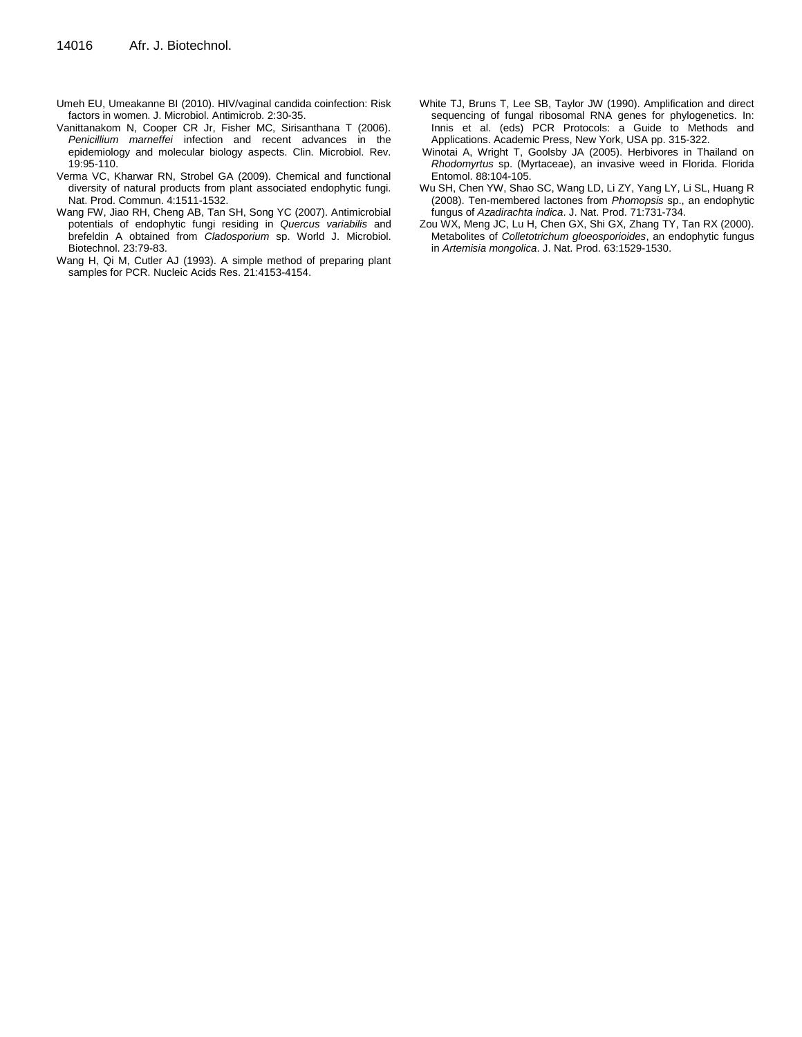Umeh EU, Umeakanne BI (2010). HIV/vaginal candida coinfection: Risk factors in women. J. Microbiol. Antimicrob. 2:30-35.

Vanittanakom N, Cooper CR Jr, Fisher MC, Sirisanthana T (2006). *Penicillium marneffei* infection and recent advances in the epidemiology and molecular biology aspects. Clin. Microbiol. Rev. 19:95-110.

Verma VC, Kharwar RN, Strobel GA (2009). Chemical and functional diversity of natural products from plant associated endophytic fungi. Nat. Prod. Commun. 4:1511-1532.

Wang FW, Jiao RH, Cheng AB, Tan SH, Song YC (2007). Antimicrobial potentials of endophytic fungi residing in *Quercus variabilis* and brefeldin A obtained from *Cladosporium* sp. World J. Microbiol. Biotechnol. 23:79-83.

Wang H, Qi M, Cutler AJ (1993). A simple method of preparing plant samples for PCR. Nucleic Acids Res. 21:4153-4154.

White TJ, Bruns T, Lee SB, Taylor JW (1990). Amplification and direct sequencing of fungal ribosomal RNA genes for phylogenetics. In: Innis et al. (eds) PCR Protocols: a Guide to Methods and Applications. Academic Press, New York, USA pp. 315-322.

Winotai A, Wright T, Goolsby JA (2005). Herbivores in Thailand on *Rhodomyrtus* sp. (Myrtaceae), an invasive weed in Florida. Florida Entomol. 88:104-105.

Wu SH, Chen YW, Shao SC, Wang LD, Li ZY, Yang LY, Li SL, Huang R (2008). Ten-membered lactones from *Phomopsis* sp., an endophytic fungus of *Azadirachta indica*. J. Nat. Prod. 71:731-734.

Zou WX, Meng JC, Lu H, Chen GX, Shi GX, Zhang TY, Tan RX (2000). Metabolites of *Colletotrichum gloeosporioides*, an endophytic fungus in *Artemisia mongolica*. J. Nat. Prod. 63:1529-1530.